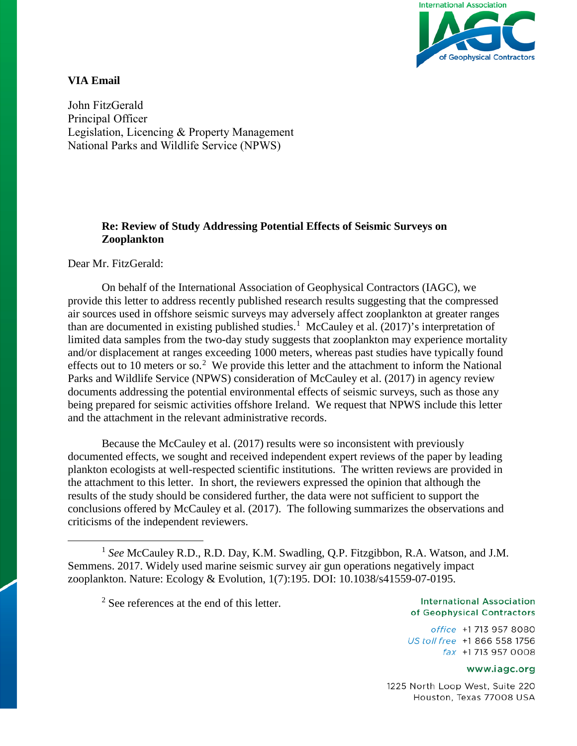**VIA Email**

John FitzGerald
Principal Officer
Legislation, Licencing & Property Management
National Parks and Wildlife Service (NPWS)

**Re: Review of Study Addressing Potential Effects of Seismic Surveys on Zooplankton**

Dear Mr. FitzGerald:

On behalf of the International Association of Geophysical Contractors (IAGC), we provide this letter to address recently published research results suggesting that the compressed air sources used in offshore seismic surveys may adversely affect zooplankton at greater ranges than are documented in existing published studies.[1] McCauley et al. (2017)'s interpretation of limited data samples from the two-day study suggests that zooplankton may experience mortality and/or displacement at ranges exceeding 1000 meters, whereas past studies have typically found effects out to 10 meters or so.[2] We provide this letter and the attachment to inform the National Parks and Wildlife Service (NPWS) consideration of McCauley et al. (2017) in agency review documents addressing the potential environmental effects of seismic surveys, such as those any being prepared for seismic activities offshore Ireland. We request that NPWS include this letter and the attachment in the relevant administrative records.

Because the McCauley et al. (2017) results were so inconsistent with previously documented effects, we sought and received independent expert reviews of the paper by leading plankton ecologists at well-respected scientific institutions. The written reviews are provided in the attachment to this letter. In short, the reviewers expressed the opinion that although the results of the study should be considered further, the data were not sufficient to support the conclusions offered by McCauley et al. (2017). The following summarizes the observations and criticisms of the independent reviewers.

---

[1] *See* McCauley R.D., R.D. Day, K.M. Swadling, Q.P. Fitzgibbon, R.A. Watson, and J.M. Semmens. 2017. Widely used marine seismic survey air gun operations negatively impact zooplankton. Nature: Ecology & Evolution, 1(7):195. DOI: 10.1038/s41559-07-0195.

[2] See references at the end of this letter.

International Association of Geophysical Contractors
office +1 713 957 8080
US toll free +1 866 558 1756
fax +1 713 957 0008
www.iagc.org
1225 North Loop West, Suite 220
Houston, Texas 77008 USA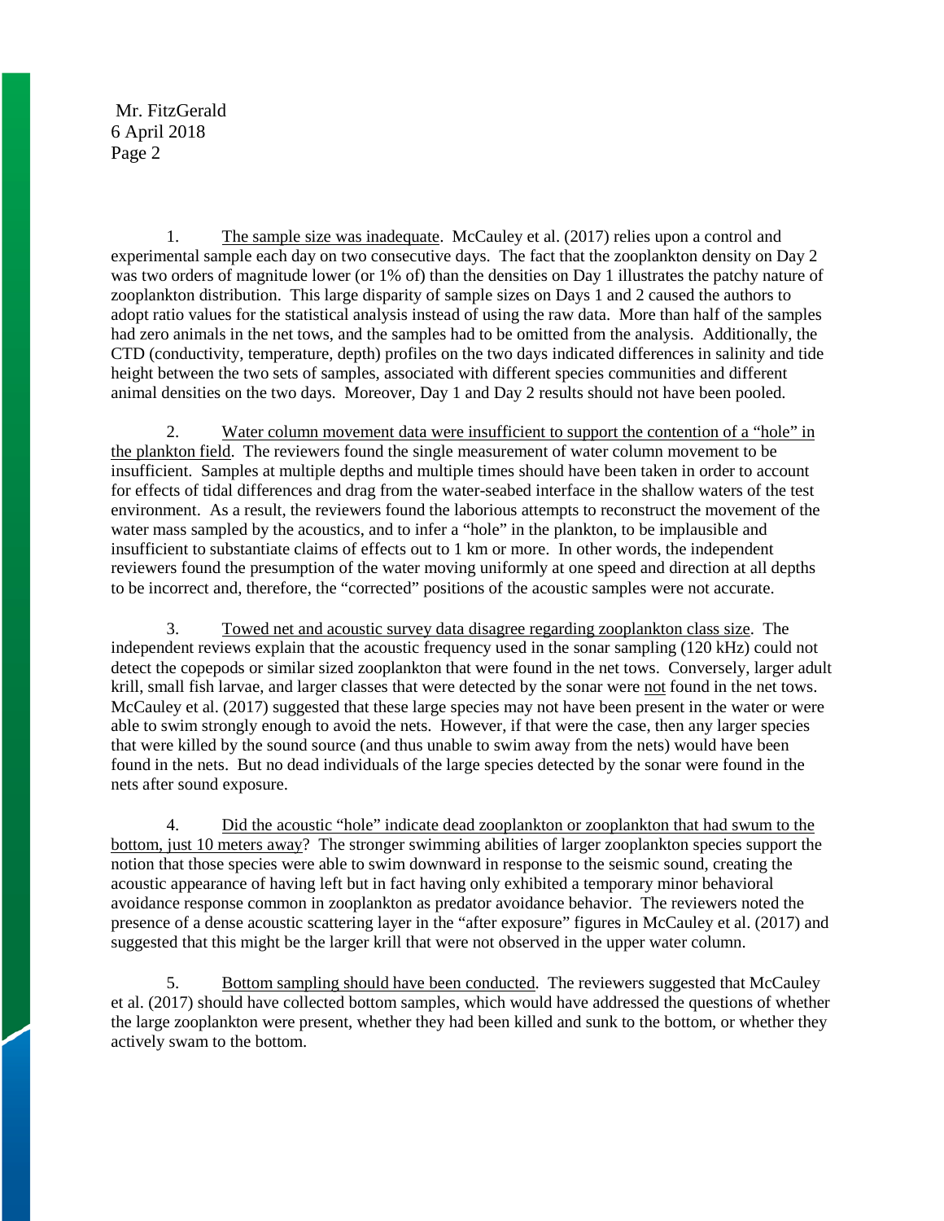1. <u>The sample size was inadequate</u>. McCauley et al. (2017) relies upon a control and experimental sample each day on two consecutive days. The fact that the zooplankton density on Day 2 was two orders of magnitude lower (or 1% of) than the densities on Day 1 illustrates the patchy nature of zooplankton distribution. This large disparity of sample sizes on Days 1 and 2 caused the authors to adopt ratio values for the statistical analysis instead of using the raw data. More than half of the samples had zero animals in the net tows, and the samples had to be omitted from the analysis. Additionally, the CTD (conductivity, temperature, depth) profiles on the two days indicated differences in salinity and tide height between the two sets of samples, associated with different species communities and different animal densities on the two days. Moreover, Day 1 and Day 2 results should not have been pooled.

2. <u>Water column movement data were insufficient to support the contention of a "hole" in the plankton field</u>. The reviewers found the single measurement of water column movement to be insufficient. Samples at multiple depths and multiple times should have been taken in order to account for effects of tidal differences and drag from the water-seabed interface in the shallow waters of the test environment. As a result, the reviewers found the laborious attempts to reconstruct the movement of the water mass sampled by the acoustics, and to infer a "hole" in the plankton, to be implausible and insufficient to substantiate claims of effects out to 1 km or more. In other words, the independent reviewers found the presumption of the water moving uniformly at one speed and direction at all depths to be incorrect and, therefore, the "corrected" positions of the acoustic samples were not accurate.

3. <u>Towed net and acoustic survey data disagree regarding zooplankton class size</u>. The independent reviews explain that the acoustic frequency used in the sonar sampling (120 kHz) could not detect the copepods or similar sized zooplankton that were found in the net tows. Conversely, larger adult krill, small fish larvae, and larger classes that were detected by the sonar were <u>not</u> found in the net tows. McCauley et al. (2017) suggested that these large species may not have been present in the water or were able to swim strongly enough to avoid the nets. However, if that were the case, then any larger species that were killed by the sound source (and thus unable to swim away from the nets) would have been found in the nets. But no dead individuals of the large species detected by the sonar were found in the nets after sound exposure.

4. <u>Did the acoustic "hole" indicate dead zooplankton or zooplankton that had swum to the bottom, just 10 meters away</u>? The stronger swimming abilities of larger zooplankton species support the notion that those species were able to swim downward in response to the seismic sound, creating the acoustic appearance of having left but in fact having only exhibited a temporary minor behavioral avoidance response common in zooplankton as predator avoidance behavior. The reviewers noted the presence of a dense acoustic scattering layer in the "after exposure" figures in McCauley et al. (2017) and suggested that this might be the larger krill that were not observed in the upper water column.

5. <u>Bottom sampling should have been conducted</u>. The reviewers suggested that McCauley et al. (2017) should have collected bottom samples, which would have addressed the questions of whether the large zooplankton were present, whether they had been killed and sunk to the bottom, or whether they actively swam to the bottom.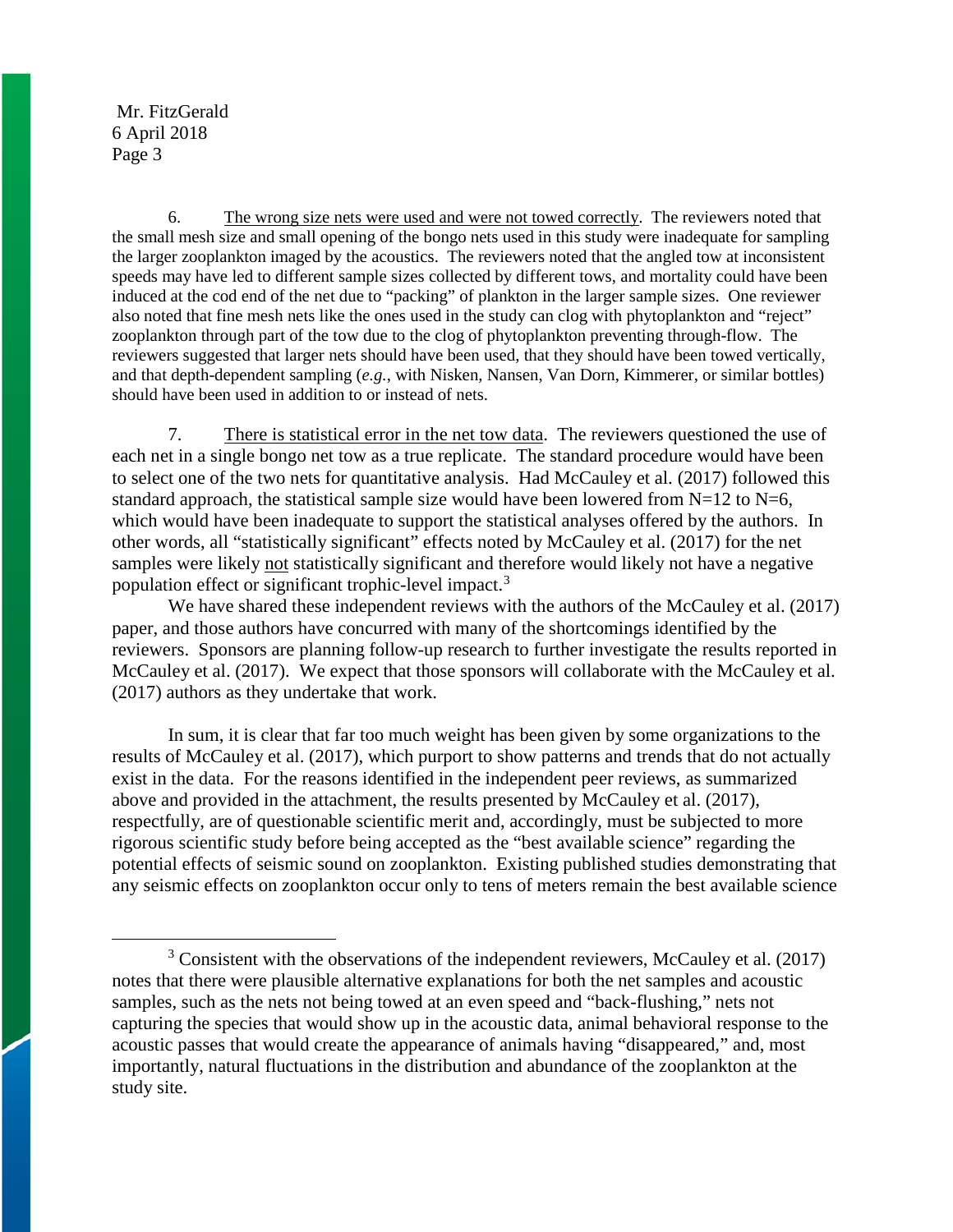6. The wrong size nets were used and were not towed correctly. The reviewers noted that the small mesh size and small opening of the bongo nets used in this study were inadequate for sampling the larger zooplankton imaged by the acoustics. The reviewers noted that the angled tow at inconsistent speeds may have led to different sample sizes collected by different tows, and mortality could have been induced at the cod end of the net due to "packing" of plankton in the larger sample sizes. One reviewer also noted that fine mesh nets like the ones used in the study can clog with phytoplankton and "reject" zooplankton through part of the tow due to the clog of phytoplankton preventing through-flow. The reviewers suggested that larger nets should have been used, that they should have been towed vertically, and that depth-dependent sampling (*e.g.*, with Nisken, Nansen, Van Dorn, Kimmerer, or similar bottles) should have been used in addition to or instead of nets.

7. There is statistical error in the net tow data. The reviewers questioned the use of each net in a single bongo net tow as a true replicate. The standard procedure would have been to select one of the two nets for quantitative analysis. Had McCauley et al. (2017) followed this standard approach, the statistical sample size would have been lowered from N=12 to N=6, which would have been inadequate to support the statistical analyses offered by the authors. In other words, all "statistically significant" effects noted by McCauley et al. (2017) for the net samples were likely not statistically significant and therefore would likely not have a negative population effect or significant trophic-level impact.[3]

We have shared these independent reviews with the authors of the McCauley et al. (2017) paper, and those authors have concurred with many of the shortcomings identified by the reviewers. Sponsors are planning follow-up research to further investigate the results reported in McCauley et al. (2017). We expect that those sponsors will collaborate with the McCauley et al. (2017) authors as they undertake that work.

In sum, it is clear that far too much weight has been given by some organizations to the results of McCauley et al. (2017), which purport to show patterns and trends that do not actually exist in the data. For the reasons identified in the independent peer reviews, as summarized above and provided in the attachment, the results presented by McCauley et al. (2017), respectfully, are of questionable scientific merit and, accordingly, must be subjected to more rigorous scientific study before being accepted as the "best available science" regarding the potential effects of seismic sound on zooplankton. Existing published studies demonstrating that any seismic effects on zooplankton occur only to tens of meters remain the best available science

---

[3] Consistent with the observations of the independent reviewers, McCauley et al. (2017) notes that there were plausible alternative explanations for both the net samples and acoustic samples, such as the nets not being towed at an even speed and "back-flushing," nets not capturing the species that would show up in the acoustic data, animal behavioral response to the acoustic passes that would create the appearance of animals having "disappeared," and, most importantly, natural fluctuations in the distribution and abundance of the zooplankton at the study site.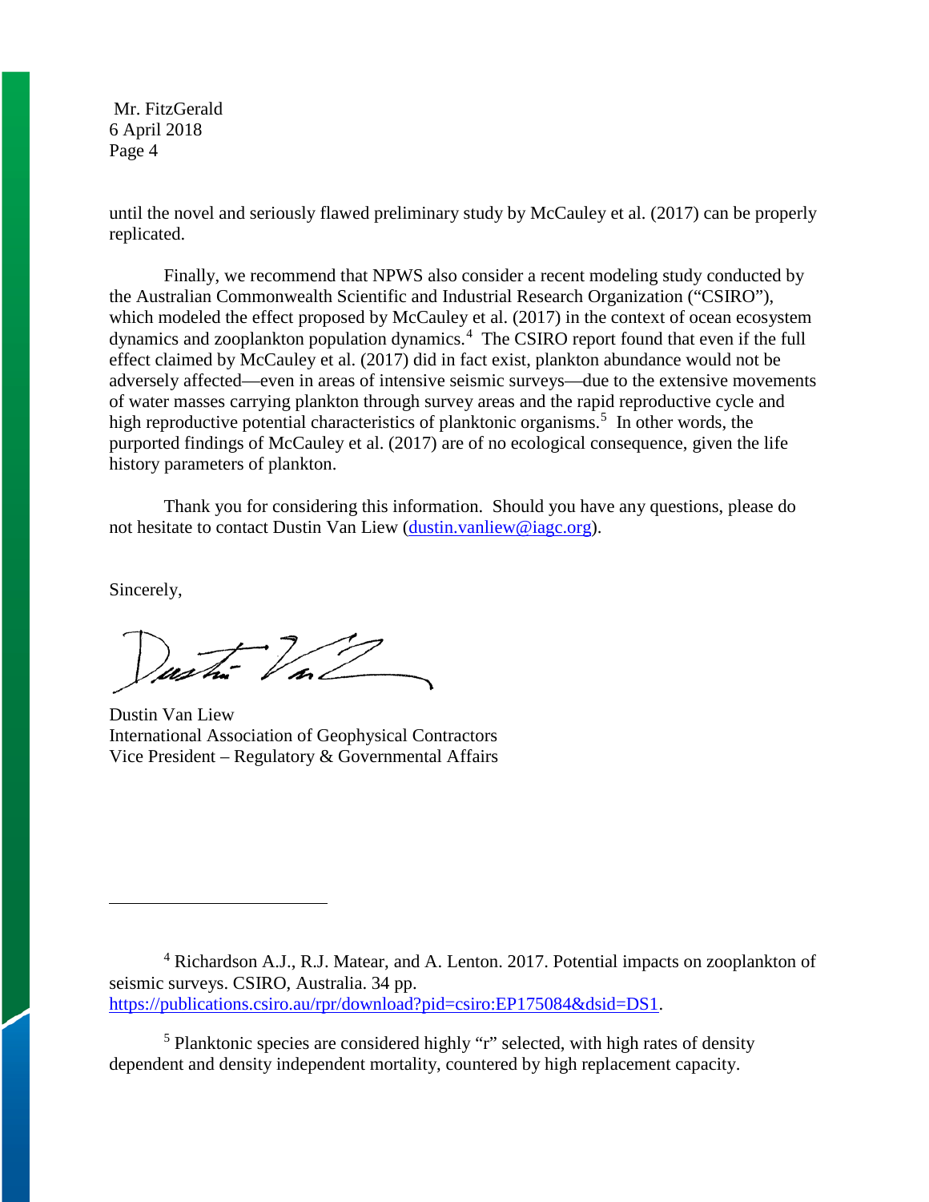until the novel and seriously flawed preliminary study by McCauley et al. (2017) can be properly replicated.

Finally, we recommend that NPWS also consider a recent modeling study conducted by the Australian Commonwealth Scientific and Industrial Research Organization ("CSIRO"), which modeled the effect proposed by McCauley et al. (2017) in the context of ocean ecosystem dynamics and zooplankton population dynamics.[4] The CSIRO report found that even if the full effect claimed by McCauley et al. (2017) did in fact exist, plankton abundance would not be adversely affected—even in areas of intensive seismic surveys—due to the extensive movements of water masses carrying plankton through survey areas and the rapid reproductive cycle and high reproductive potential characteristics of planktonic organisms.[5] In other words, the purported findings of McCauley et al. (2017) are of no ecological consequence, given the life history parameters of plankton.

Thank you for considering this information. Should you have any questions, please do not hesitate to contact Dustin Van Liew (dustin.vanliew@iagc.org).

Sincerely,

Dustin Van Liew
International Association of Geophysical Contractors
Vice President – Regulatory & Governmental Affairs

---

[4] Richardson A.J., R.J. Matear, and A. Lenton. 2017. Potential impacts on zooplankton of seismic surveys. CSIRO, Australia. 34 pp. https://publications.csiro.au/rpr/download?pid=csiro:EP175084&dsid=DS1.

[5] Planktonic species are considered highly "r" selected, with high rates of density dependent and density independent mortality, countered by high replacement capacity.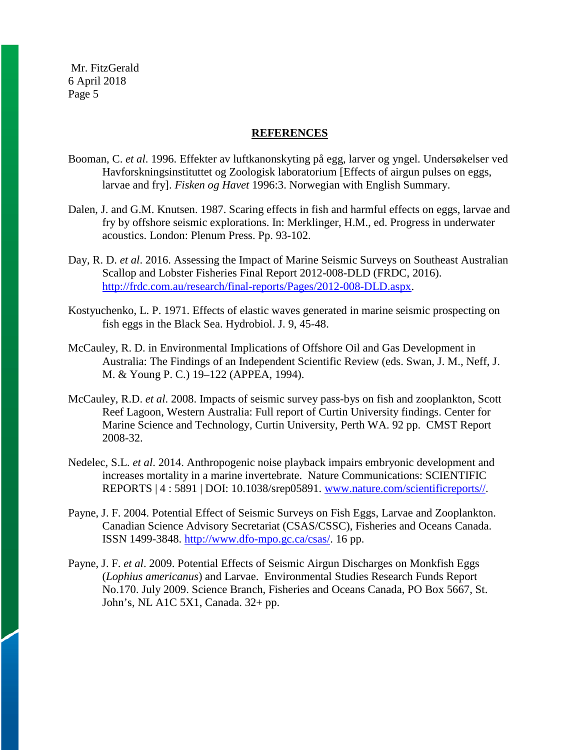## REFERENCES

Booman, C. *et al*. 1996. Effekter av luftkanonskyting på egg, larver og yngel. Undersøkelser ved Havforskningsinstituttet og Zoologisk laboratorium [Effects of airgun pulses on eggs, larvae and fry]. *Fisken og Havet* 1996:3. Norwegian with English Summary.

Dalen, J. and G.M. Knutsen. 1987. Scaring effects in fish and harmful effects on eggs, larvae and fry by offshore seismic explorations. In: Merklinger, H.M., ed. Progress in underwater acoustics. London: Plenum Press. Pp. 93-102.

Day, R. D. *et al*. 2016. Assessing the Impact of Marine Seismic Surveys on Southeast Australian Scallop and Lobster Fisheries Final Report 2012-008-DLD (FRDC, 2016). http://frdc.com.au/research/final-reports/Pages/2012-008-DLD.aspx.

Kostyuchenko, L. P. 1971. Effects of elastic waves generated in marine seismic prospecting on fish eggs in the Black Sea. Hydrobiol. J. 9, 45-48.

McCauley, R. D. in Environmental Implications of Offshore Oil and Gas Development in Australia: The Findings of an Independent Scientific Review (eds. Swan, J. M., Neff, J. M. & Young P. C.) 19–122 (APPEA, 1994).

McCauley, R.D. *et al*. 2008. Impacts of seismic survey pass-bys on fish and zooplankton, Scott Reef Lagoon, Western Australia: Full report of Curtin University findings. Center for Marine Science and Technology, Curtin University, Perth WA. 92 pp. CMST Report 2008-32.

Nedelec, S.L. *et al*. 2014. Anthropogenic noise playback impairs embryonic development and increases mortality in a marine invertebrate. Nature Communications: SCIENTIFIC REPORTS | 4 : 5891 | DOI: 10.1038/srep05891. www.nature.com/scientificreports//.

Payne, J. F. 2004. Potential Effect of Seismic Surveys on Fish Eggs, Larvae and Zooplankton. Canadian Science Advisory Secretariat (CSAS/CSSC), Fisheries and Oceans Canada. ISSN 1499-3848. http://www.dfo-mpo.gc.ca/csas/. 16 pp.

Payne, J. F. *et al*. 2009. Potential Effects of Seismic Airgun Discharges on Monkfish Eggs (*Lophius americanus*) and Larvae. Environmental Studies Research Funds Report No.170. July 2009. Science Branch, Fisheries and Oceans Canada, PO Box 5667, St. John's, NL A1C 5X1, Canada. 32+ pp.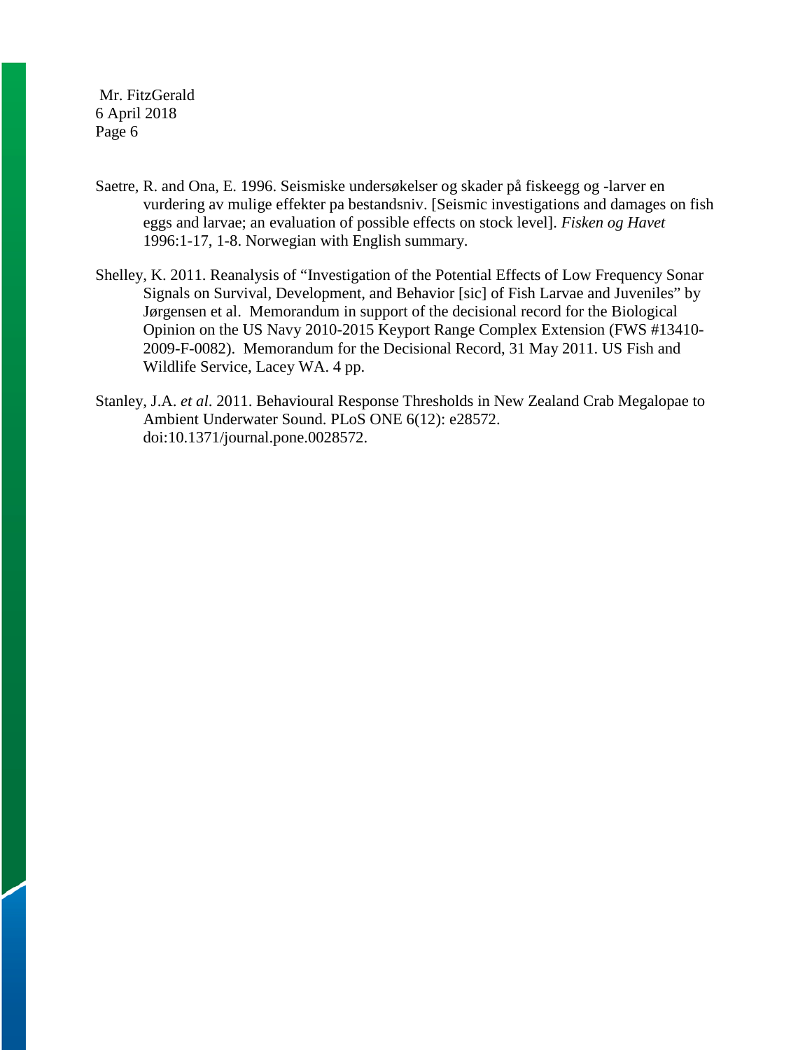Saetre, R. and Ona, E. 1996. Seismiske undersøkelser og skader på fiskeegg og -larver en vurdering av mulige effekter pa bestandsniv. [Seismic investigations and damages on fish eggs and larvae; an evaluation of possible effects on stock level]. *Fisken og Havet* 1996:1-17, 1-8. Norwegian with English summary.

Shelley, K. 2011. Reanalysis of "Investigation of the Potential Effects of Low Frequency Sonar Signals on Survival, Development, and Behavior [sic] of Fish Larvae and Juveniles" by Jørgensen et al. Memorandum in support of the decisional record for the Biological Opinion on the US Navy 2010-2015 Keyport Range Complex Extension (FWS #13410-2009-F-0082). Memorandum for the Decisional Record, 31 May 2011. US Fish and Wildlife Service, Lacey WA. 4 pp.

Stanley, J.A. *et al*. 2011. Behavioural Response Thresholds in New Zealand Crab Megalopae to Ambient Underwater Sound. PLoS ONE 6(12): e28572. doi:10.1371/journal.pone.0028572.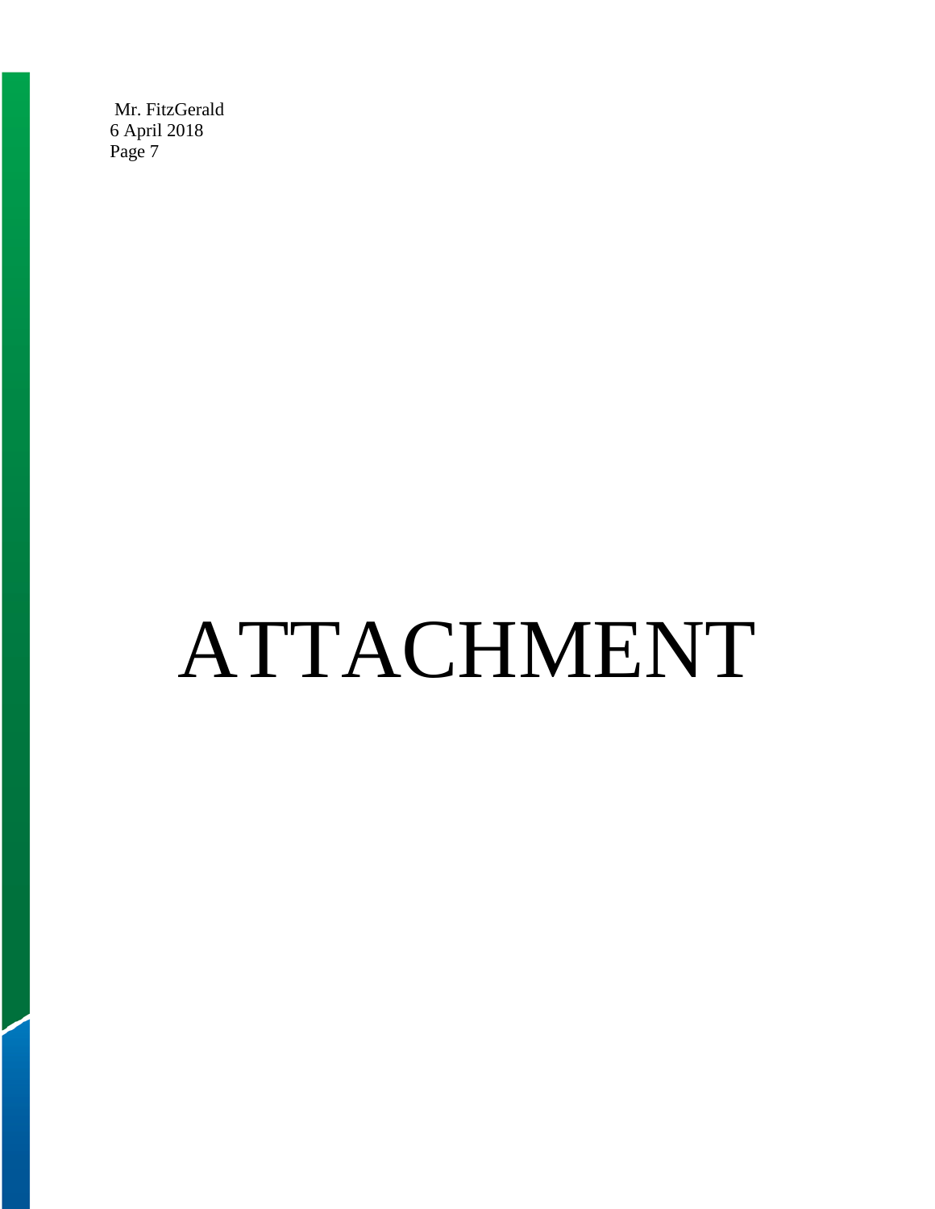# ATTACHMENT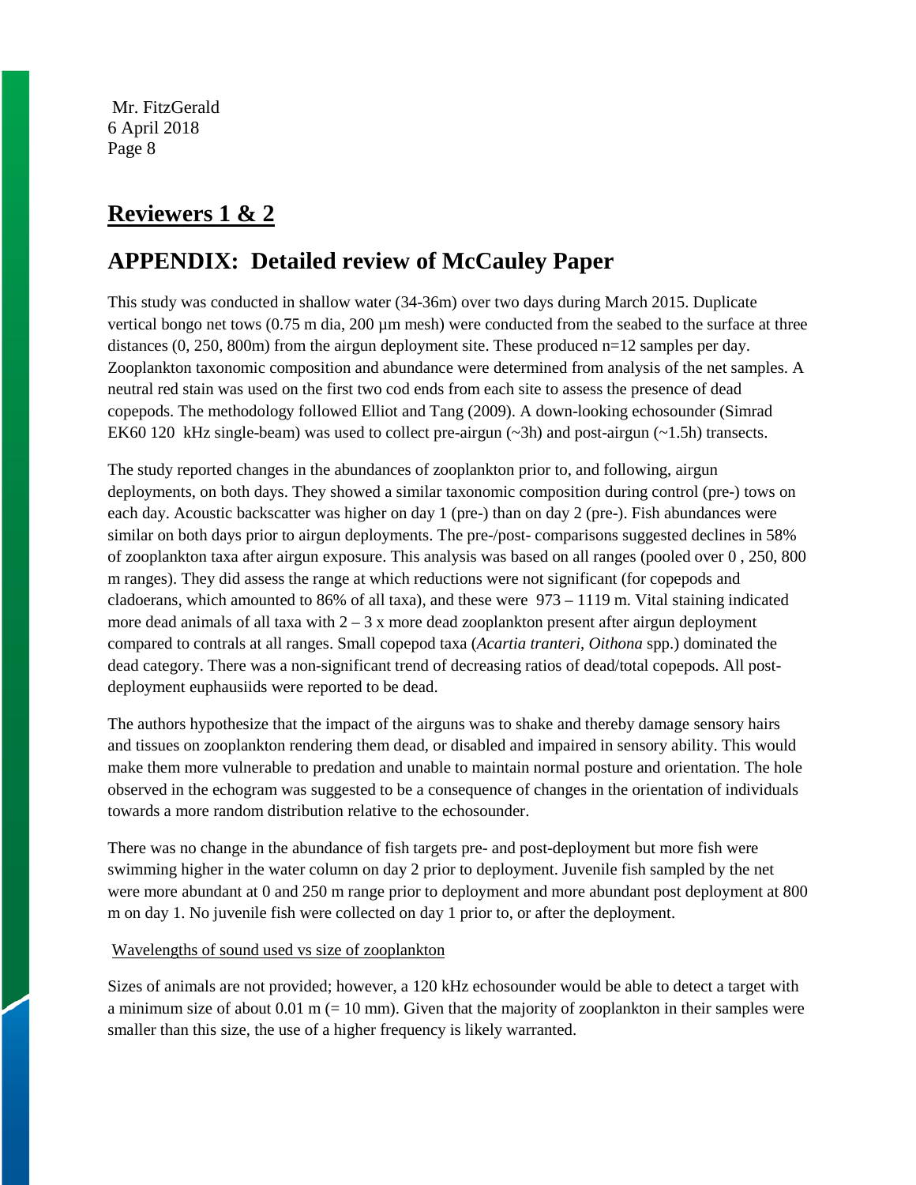## Reviewers 1 & 2

## APPENDIX: Detailed review of McCauley Paper

This study was conducted in shallow water (34-36m) over two days during March 2015. Duplicate vertical bongo net tows (0.75 m dia, 200 µm mesh) were conducted from the seabed to the surface at three distances (0, 250, 800m) from the airgun deployment site. These produced n=12 samples per day. Zooplankton taxonomic composition and abundance were determined from analysis of the net samples. A neutral red stain was used on the first two cod ends from each site to assess the presence of dead copepods. The methodology followed Elliot and Tang (2009). A down-looking echosounder (Simrad EK60 120 kHz single-beam) was used to collect pre-airgun (~3h) and post-airgun (~1.5h) transects.

The study reported changes in the abundances of zooplankton prior to, and following, airgun deployments, on both days. They showed a similar taxonomic composition during control (pre-) tows on each day. Acoustic backscatter was higher on day 1 (pre-) than on day 2 (pre-). Fish abundances were similar on both days prior to airgun deployments. The pre-/post- comparisons suggested declines in 58% of zooplankton taxa after airgun exposure. This analysis was based on all ranges (pooled over 0 , 250, 800 m ranges). They did assess the range at which reductions were not significant (for copepods and cladoerans, which amounted to 86% of all taxa), and these were 973 – 1119 m. Vital staining indicated more dead animals of all taxa with 2 – 3 x more dead zooplankton present after airgun deployment compared to contrals at all ranges. Small copepod taxa (*Acartia tranteri*, *Oithona* spp.) dominated the dead category. There was a non-significant trend of decreasing ratios of dead/total copepods. All post-deployment euphausiids were reported to be dead.

The authors hypothesize that the impact of the airguns was to shake and thereby damage sensory hairs and tissues on zooplankton rendering them dead, or disabled and impaired in sensory ability. This would make them more vulnerable to predation and unable to maintain normal posture and orientation. The hole observed in the echogram was suggested to be a consequence of changes in the orientation of individuals towards a more random distribution relative to the echosounder.

There was no change in the abundance of fish targets pre- and post-deployment but more fish were swimming higher in the water column on day 2 prior to deployment. Juvenile fish sampled by the net were more abundant at 0 and 250 m range prior to deployment and more abundant post deployment at 800 m on day 1. No juvenile fish were collected on day 1 prior to, or after the deployment.

Wavelengths of sound used vs size of zooplankton

Sizes of animals are not provided; however, a 120 kHz echosounder would be able to detect a target with a minimum size of about 0.01 m (= 10 mm). Given that the majority of zooplankton in their samples were smaller than this size, the use of a higher frequency is likely warranted.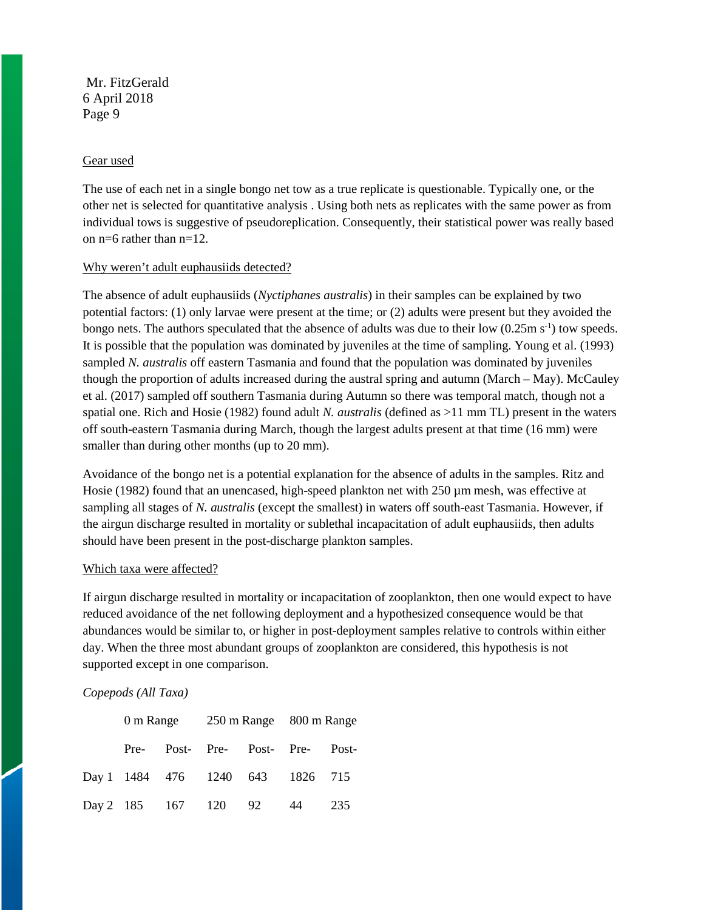## Gear used

The use of each net in a single bongo net tow as a true replicate is questionable. Typically one, or the other net is selected for quantitative analysis . Using both nets as replicates with the same power as from individual tows is suggestive of pseudoreplication. Consequently, their statistical power was really based on n=6 rather than n=12.

## Why weren't adult euphausiids detected?

The absence of adult euphausiids (*Nyctiphanes australis*) in their samples can be explained by two potential factors: (1) only larvae were present at the time; or (2) adults were present but they avoided the bongo nets. The authors speculated that the absence of adults was due to their low (0.25m $s^{-1}$) tow speeds. It is possible that the population was dominated by juveniles at the time of sampling. Young et al. (1993) sampled *N. australis* off eastern Tasmania and found that the population was dominated by juveniles though the proportion of adults increased during the austral spring and autumn (March – May). McCauley et al. (2017) sampled off southern Tasmania during Autumn so there was temporal match, though not a spatial one. Rich and Hosie (1982) found adult *N. australis* (defined as >11 mm TL) present in the waters off south-eastern Tasmania during March, though the largest adults present at that time (16 mm) were smaller than during other months (up to 20 mm).

Avoidance of the bongo net is a potential explanation for the absence of adults in the samples. Ritz and Hosie (1982) found that an unencased, high-speed plankton net with 250 µm mesh, was effective at sampling all stages of *N. australis* (except the smallest) in waters off south-east Tasmania. However, if the airgun discharge resulted in mortality or sublethal incapacitation of adult euphausiids, then adults should have been present in the post-discharge plankton samples.

## Which taxa were affected?

If airgun discharge resulted in mortality or incapacitation of zooplankton, then one would expect to have reduced avoidance of the net following deployment and a hypothesized consequence would be that abundances would be similar to, or higher in post-deployment samples relative to controls within either day. When the three most abundant groups of zooplankton are considered, this hypothesis is not supported except in one comparison.

*Copepods (All Taxa)*

| | 0 m Range | | 250 m Range | | 800 m Range | |
|---|---|---|---|---|---|---|
| | Pre- | Post- | Pre- | Post- | Pre- | Post- |
| Day 1 | 1484 | 476 | 1240 | 643 | 1826 | 715 |
| Day 2 | 185 | 167 | 120 | 92 | 44 | 235 |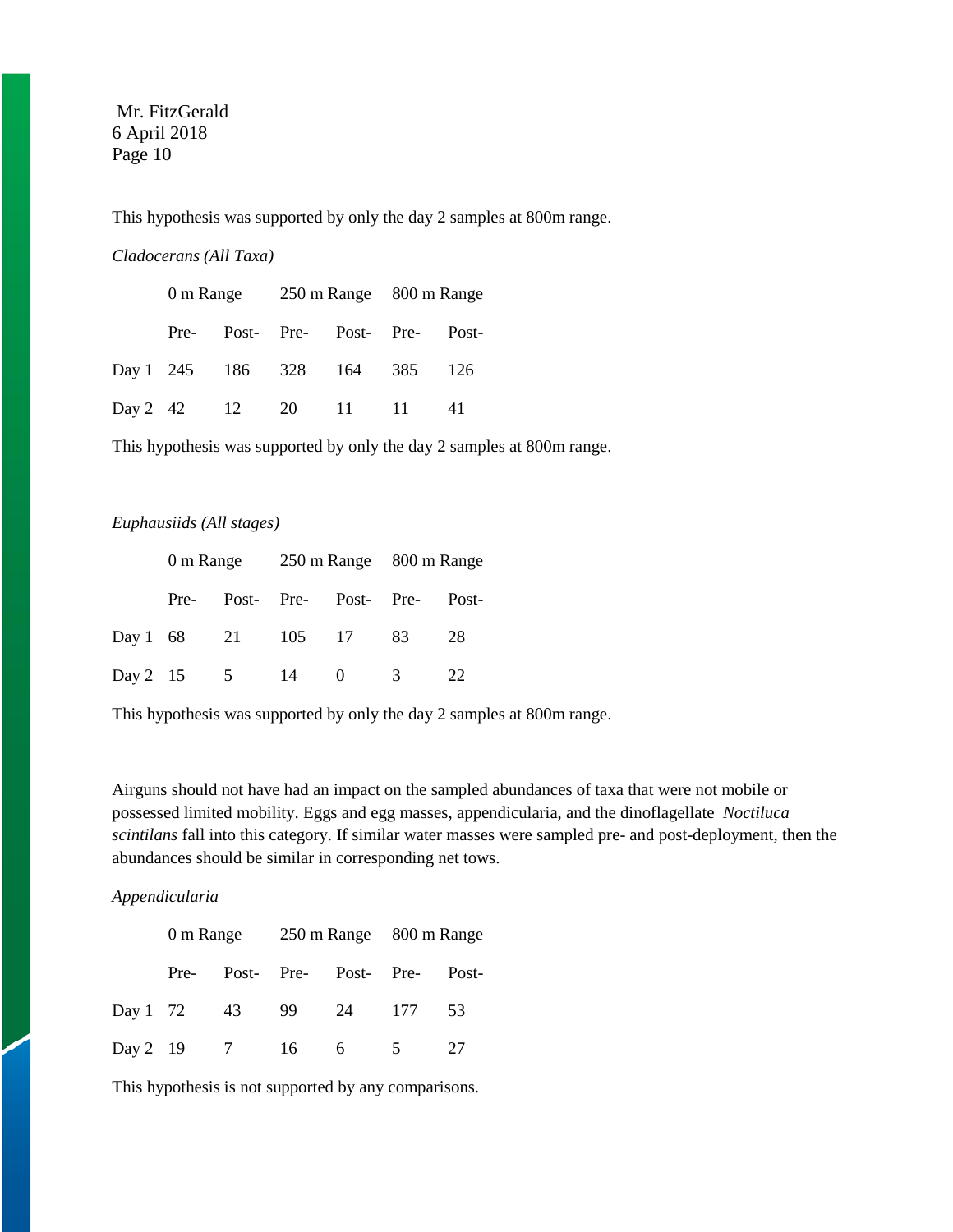This hypothesis was supported by only the day 2 samples at 800m range.

*Cladocerans (All Taxa)*

| | 0 m Range | | 250 m Range | | 800 m Range | |
|---|---|---|---|---|---|---|
| | Pre- | Post- | Pre- | Post- | Pre- | Post- |
| Day 1 | 245 | 186 | 328 | 164 | 385 | 126 |
| Day 2 | 42 | 12 | 20 | 11 | 11 | 41 |

This hypothesis was supported by only the day 2 samples at 800m range.

*Euphausiids (All stages)*

| | 0 m Range | | 250 m Range | | 800 m Range | |
|---|---|---|---|---|---|---|
| | Pre- | Post- | Pre- | Post- | Pre- | Post- |
| Day 1 | 68 | 21 | 105 | 17 | 83 | 28 |
| Day 2 | 15 | 5 | 14 | 0 | 3 | 22 |

This hypothesis was supported by only the day 2 samples at 800m range.

Airguns should not have had an impact on the sampled abundances of taxa that were not mobile or possessed limited mobility. Eggs and egg masses, appendicularia, and the dinoflagellate *Noctiluca scintilans* fall into this category. If similar water masses were sampled pre- and post-deployment, then the abundances should be similar in corresponding net tows.

*Appendicularia*

| | 0 m Range | | 250 m Range | | 800 m Range | |
|---|---|---|---|---|---|---|
| | Pre- | Post- | Pre- | Post- | Pre- | Post- |
| Day 1 | 72 | 43 | 99 | 24 | 177 | 53 |
| Day 2 | 19 | 7 | 16 | 6 | 5 | 27 |

This hypothesis is not supported by any comparisons.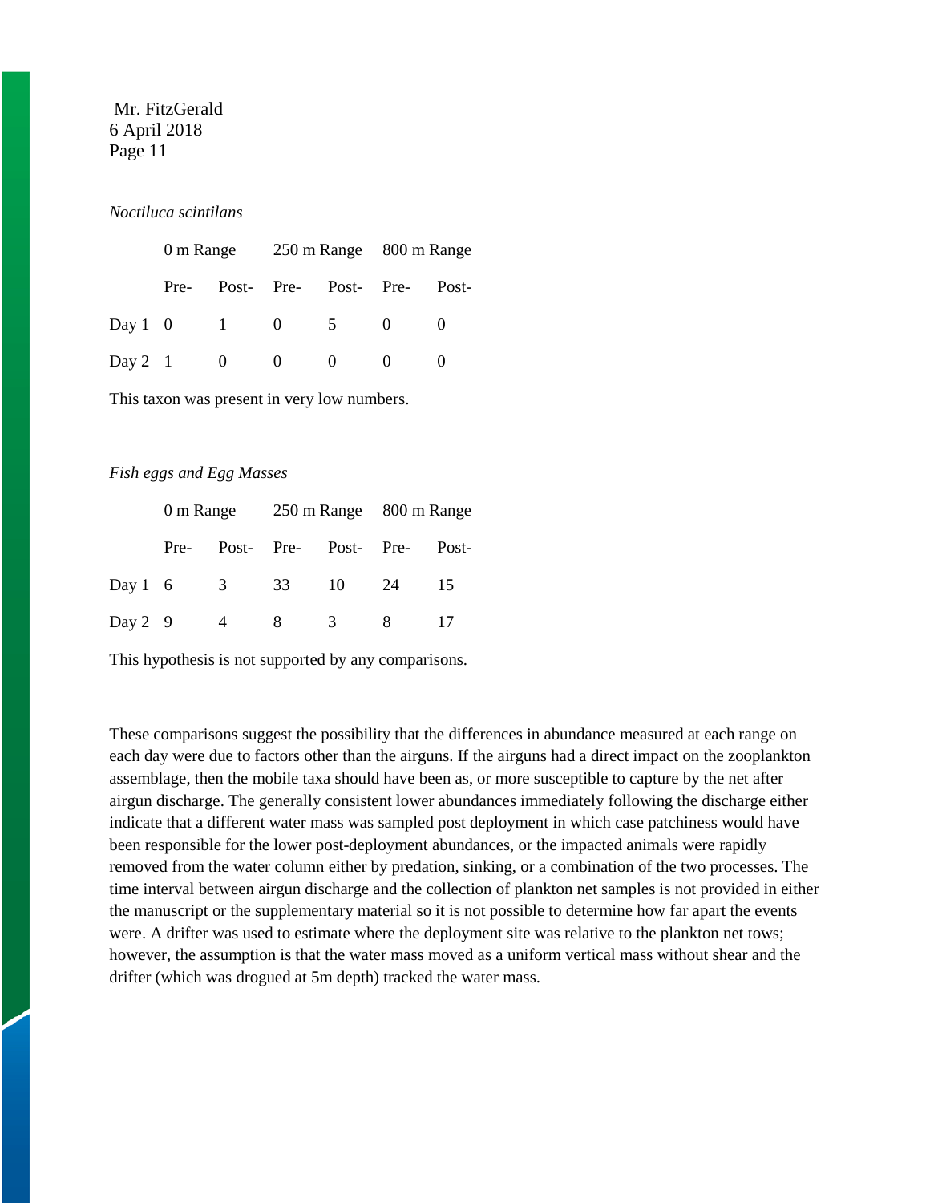*Noctiluca scintilans*

| | 0 m Range | | 250 m Range | | 800 m Range | |
|---|---|---|---|---|---|---|
| | Pre- | Post- | Pre- | Post- | Pre- | Post- |
| Day 1 | 0 | 1 | 0 | 5 | 0 | 0 |
| Day 2 | 1 | 0 | 0 | 0 | 0 | 0 |

This taxon was present in very low numbers.

*Fish eggs and Egg Masses*

| | 0 m Range | | 250 m Range | | 800 m Range | |
|---|---|---|---|---|---|---|
| | Pre- | Post- | Pre- | Post- | Pre- | Post- |
| Day 1 | 6 | 3 | 33 | 10 | 24 | 15 |
| Day 2 | 9 | 4 | 8 | 3 | 8 | 17 |

This hypothesis is not supported by any comparisons.

These comparisons suggest the possibility that the differences in abundance measured at each range on each day were due to factors other than the airguns. If the airguns had a direct impact on the zooplankton assemblage, then the mobile taxa should have been as, or more susceptible to capture by the net after airgun discharge. The generally consistent lower abundances immediately following the discharge either indicate that a different water mass was sampled post deployment in which case patchiness would have been responsible for the lower post-deployment abundances, or the impacted animals were rapidly removed from the water column either by predation, sinking, or a combination of the two processes. The time interval between airgun discharge and the collection of plankton net samples is not provided in either the manuscript or the supplementary material so it is not possible to determine how far apart the events were. A drifter was used to estimate where the deployment site was relative to the plankton net tows; however, the assumption is that the water mass moved as a uniform vertical mass without shear and the drifter (which was drogued at 5m depth) tracked the water mass.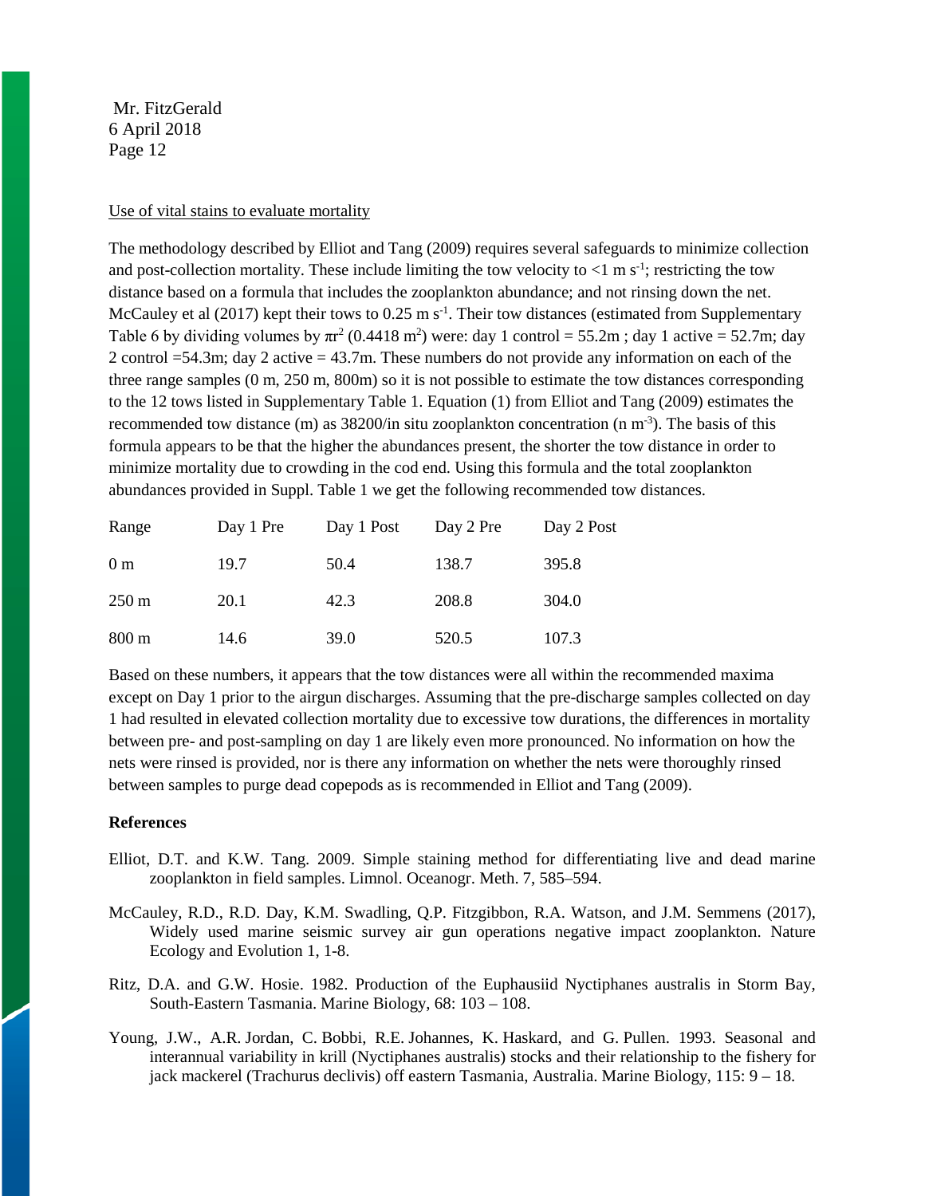Use of vital stains to evaluate mortality

The methodology described by Elliot and Tang (2009) requires several safeguards to minimize collection and post-collection mortality. These include limiting the tow velocity to $<1$ m s$^{-1}$; restricting the tow distance based on a formula that includes the zooplankton abundance; and not rinsing down the net. McCauley et al (2017) kept their tows to 0.25 m s$^{-1}$. Their tow distances (estimated from Supplementary Table 6 by dividing volumes by $\pi r^2$ (0.4418 m$^2$) were: day 1 control = 55.2m ; day 1 active = 52.7m; day 2 control =54.3m; day 2 active = 43.7m. These numbers do not provide any information on each of the three range samples (0 m, 250 m, 800m) so it is not possible to estimate the tow distances corresponding to the 12 tows listed in Supplementary Table 1. Equation (1) from Elliot and Tang (2009) estimates the recommended tow distance (m) as 38200/in situ zooplankton concentration (n m$^{-3}$). The basis of this formula appears to be that the higher the abundances present, the shorter the tow distance in order to minimize mortality due to crowding in the cod end. Using this formula and the total zooplankton abundances provided in Suppl. Table 1 we get the following recommended tow distances.

| Range | Day 1 Pre | Day 1 Post | Day 2 Pre | Day 2 Post |
|---|---|---|---|---|
| 0 m | 19.7 | 50.4 | 138.7 | 395.8 |
| 250 m | 20.1 | 42.3 | 208.8 | 304.0 |
| 800 m | 14.6 | 39.0 | 520.5 | 107.3 |

Based on these numbers, it appears that the tow distances were all within the recommended maxima except on Day 1 prior to the airgun discharges. Assuming that the pre-discharge samples collected on day 1 had resulted in elevated collection mortality due to excessive tow durations, the differences in mortality between pre- and post-sampling on day 1 are likely even more pronounced. No information on how the nets were rinsed is provided, nor is there any information on whether the nets were thoroughly rinsed between samples to purge dead copepods as is recommended in Elliot and Tang (2009).

**References**

Elliot, D.T. and K.W. Tang. 2009. Simple staining method for differentiating live and dead marine zooplankton in field samples. Limnol. Oceanogr. Meth. 7, 585–594.

McCauley, R.D., R.D. Day, K.M. Swadling, Q.P. Fitzgibbon, R.A. Watson, and J.M. Semmens (2017), Widely used marine seismic survey air gun operations negative impact zooplankton. Nature Ecology and Evolution 1, 1-8.

Ritz, D.A. and G.W. Hosie. 1982. Production of the Euphausiid Nyctiphanes australis in Storm Bay, South-Eastern Tasmania. Marine Biology, 68: 103 – 108.

Young, J.W., A.R. Jordan, C. Bobbi, R.E. Johannes, K. Haskard, and G. Pullen. 1993. Seasonal and interannual variability in krill (Nyctiphanes australis) stocks and their relationship to the fishery for jack mackerel (Trachurus declivis) off eastern Tasmania, Australia. Marine Biology, 115: 9 – 18.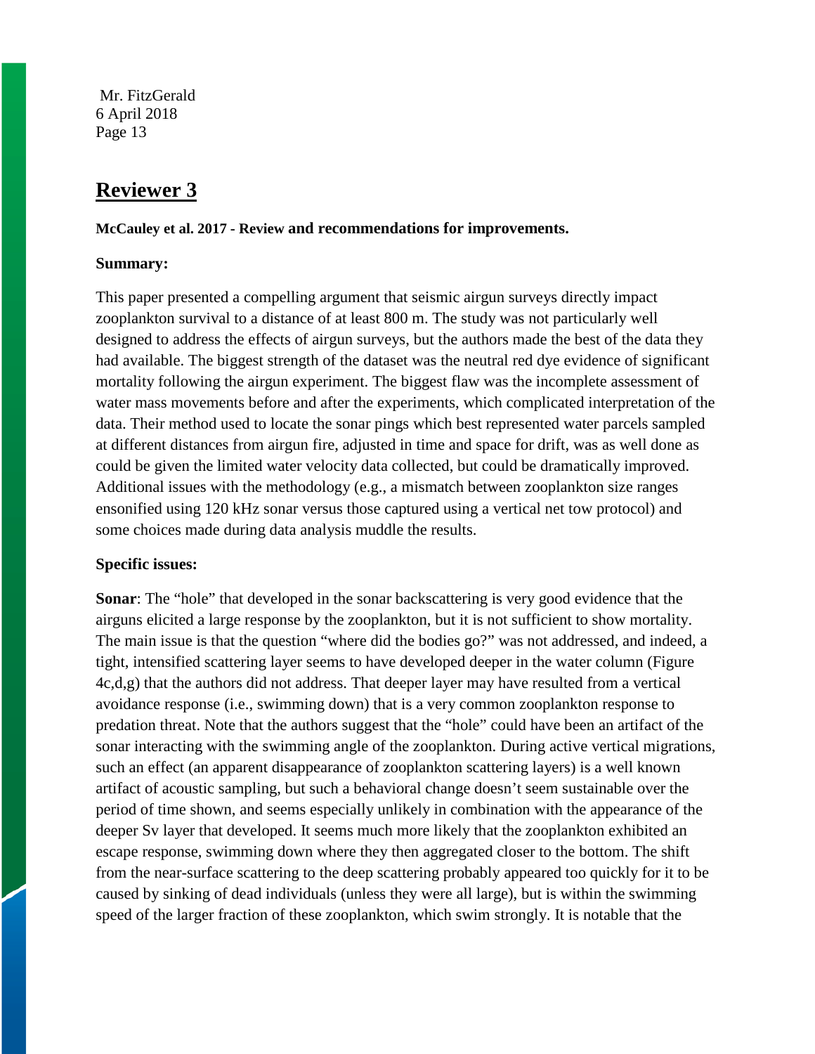## Reviewer 3

**McCauley et al. 2017 - Review and recommendations for improvements.**

**Summary:**

This paper presented a compelling argument that seismic airgun surveys directly impact zooplankton survival to a distance of at least 800 m. The study was not particularly well designed to address the effects of airgun surveys, but the authors made the best of the data they had available. The biggest strength of the dataset was the neutral red dye evidence of significant mortality following the airgun experiment. The biggest flaw was the incomplete assessment of water mass movements before and after the experiments, which complicated interpretation of the data. Their method used to locate the sonar pings which best represented water parcels sampled at different distances from airgun fire, adjusted in time and space for drift, was as well done as could be given the limited water velocity data collected, but could be dramatically improved. Additional issues with the methodology (e.g., a mismatch between zooplankton size ranges ensonified using 120 kHz sonar versus those captured using a vertical net tow protocol) and some choices made during data analysis muddle the results.

**Specific issues:**

**Sonar**: The "hole" that developed in the sonar backscattering is very good evidence that the airguns elicited a large response by the zooplankton, but it is not sufficient to show mortality. The main issue is that the question "where did the bodies go?" was not addressed, and indeed, a tight, intensified scattering layer seems to have developed deeper in the water column (Figure 4c,d,g) that the authors did not address. That deeper layer may have resulted from a vertical avoidance response (i.e., swimming down) that is a very common zooplankton response to predation threat. Note that the authors suggest that the "hole" could have been an artifact of the sonar interacting with the swimming angle of the zooplankton. During active vertical migrations, such an effect (an apparent disappearance of zooplankton scattering layers) is a well known artifact of acoustic sampling, but such a behavioral change doesn't seem sustainable over the period of time shown, and seems especially unlikely in combination with the appearance of the deeper Sv layer that developed. It seems much more likely that the zooplankton exhibited an escape response, swimming down where they then aggregated closer to the bottom. The shift from the near-surface scattering to the deep scattering probably appeared too quickly for it to be caused by sinking of dead individuals (unless they were all large), but is within the swimming speed of the larger fraction of these zooplankton, which swim strongly. It is notable that the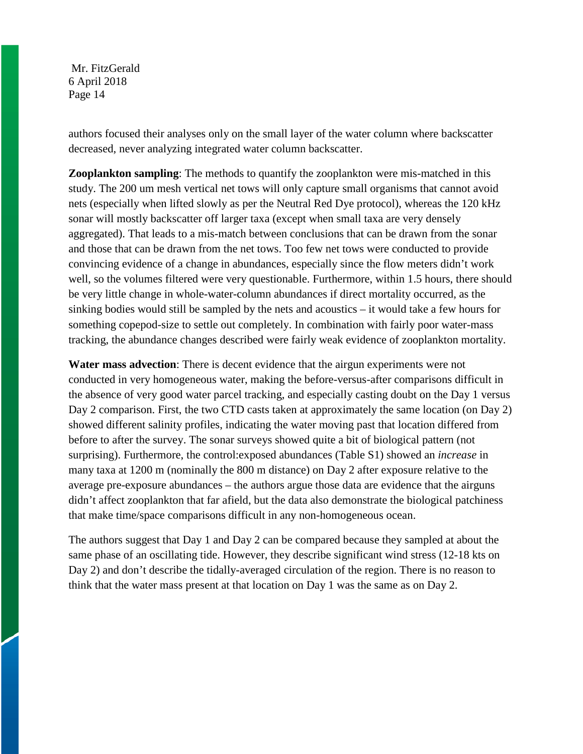authors focused their analyses only on the small layer of the water column where backscatter decreased, never analyzing integrated water column backscatter.

**Zooplankton sampling**: The methods to quantify the zooplankton were mis-matched in this study. The 200 um mesh vertical net tows will only capture small organisms that cannot avoid nets (especially when lifted slowly as per the Neutral Red Dye protocol), whereas the 120 kHz sonar will mostly backscatter off larger taxa (except when small taxa are very densely aggregated). That leads to a mis-match between conclusions that can be drawn from the sonar and those that can be drawn from the net tows. Too few net tows were conducted to provide convincing evidence of a change in abundances, especially since the flow meters didn't work well, so the volumes filtered were very questionable. Furthermore, within 1.5 hours, there should be very little change in whole-water-column abundances if direct mortality occurred, as the sinking bodies would still be sampled by the nets and acoustics – it would take a few hours for something copepod-size to settle out completely. In combination with fairly poor water-mass tracking, the abundance changes described were fairly weak evidence of zooplankton mortality.

**Water mass advection**: There is decent evidence that the airgun experiments were not conducted in very homogeneous water, making the before-versus-after comparisons difficult in the absence of very good water parcel tracking, and especially casting doubt on the Day 1 versus Day 2 comparison. First, the two CTD casts taken at approximately the same location (on Day 2) showed different salinity profiles, indicating the water moving past that location differed from before to after the survey. The sonar surveys showed quite a bit of biological pattern (not surprising). Furthermore, the control:exposed abundances (Table S1) showed an *increase* in many taxa at 1200 m (nominally the 800 m distance) on Day 2 after exposure relative to the average pre-exposure abundances – the authors argue those data are evidence that the airguns didn't affect zooplankton that far afield, but the data also demonstrate the biological patchiness that make time/space comparisons difficult in any non-homogeneous ocean.

The authors suggest that Day 1 and Day 2 can be compared because they sampled at about the same phase of an oscillating tide. However, they describe significant wind stress (12-18 kts on Day 2) and don't describe the tidally-averaged circulation of the region. There is no reason to think that the water mass present at that location on Day 1 was the same as on Day 2.